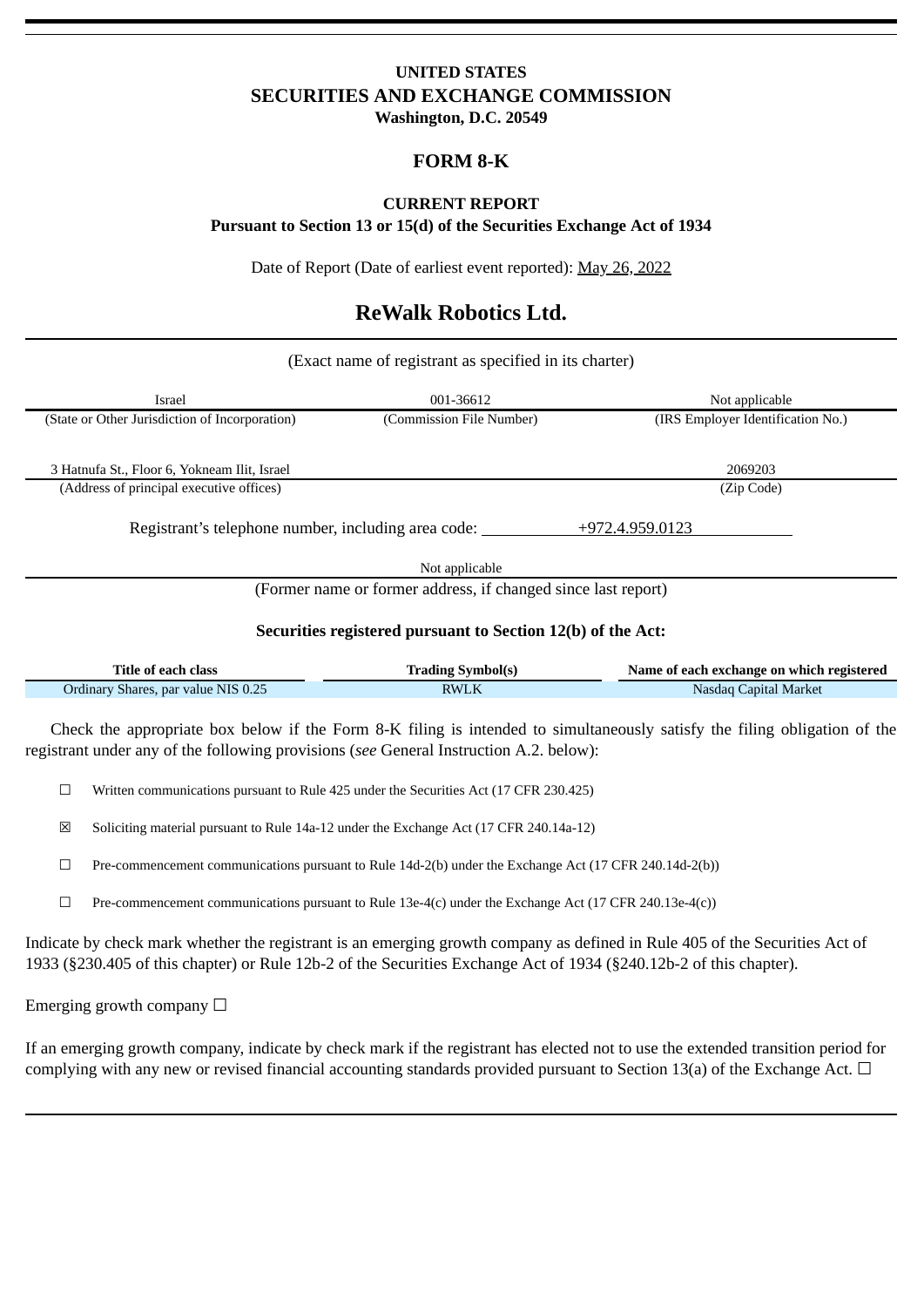**UNITED STATES**
**SECURITIES AND EXCHANGE COMMISSION**
**Washington, D.C. 20549**

# FORM 8-K

**CURRENT REPORT**
**Pursuant to Section 13 or 15(d) of the Securities Exchange Act of 1934**

Date of Report (Date of earliest event reported): May 26, 2022

# ReWalk Robotics Ltd.

(Exact name of registrant as specified in its charter)

| Israel | 001-36612 | Not applicable |
|---|---|---|
| (State or Other Jurisdiction of Incorporation) | (Commission File Number) | (IRS Employer Identification No.) |

| 3 Hatnufa St., Floor 6, Yokneam Ilit, Israel | 2069203 |
|---|---|
| (Address of principal executive offices) | (Zip Code) |

Registrant's telephone number, including area code: +972.4.959.0123

Not applicable
(Former name or former address, if changed since last report)

**Securities registered pursuant to Section 12(b) of the Act:**

| Title of each class | Trading Symbol(s) | Name of each exchange on which registered |
|---|---|---|
| Ordinary Shares, par value NIS 0.25 | RWLK | Nasdaq Capital Market |

Check the appropriate box below if the Form 8-K filing is intended to simultaneously satisfy the filing obligation of the registrant under any of the following provisions (*see* General Instruction A.2. below):

☐ Written communications pursuant to Rule 425 under the Securities Act (17 CFR 230.425)

☒ Soliciting material pursuant to Rule 14a-12 under the Exchange Act (17 CFR 240.14a-12)

☐ Pre-commencement communications pursuant to Rule 14d-2(b) under the Exchange Act (17 CFR 240.14d-2(b))

☐ Pre-commencement communications pursuant to Rule 13e-4(c) under the Exchange Act (17 CFR 240.13e-4(c))

Indicate by check mark whether the registrant is an emerging growth company as defined in Rule 405 of the Securities Act of 1933 (§230.405 of this chapter) or Rule 12b-2 of the Securities Exchange Act of 1934 (§240.12b-2 of this chapter).

Emerging growth company ☐

If an emerging growth company, indicate by check mark if the registrant has elected not to use the extended transition period for complying with any new or revised financial accounting standards provided pursuant to Section 13(a) of the Exchange Act. ☐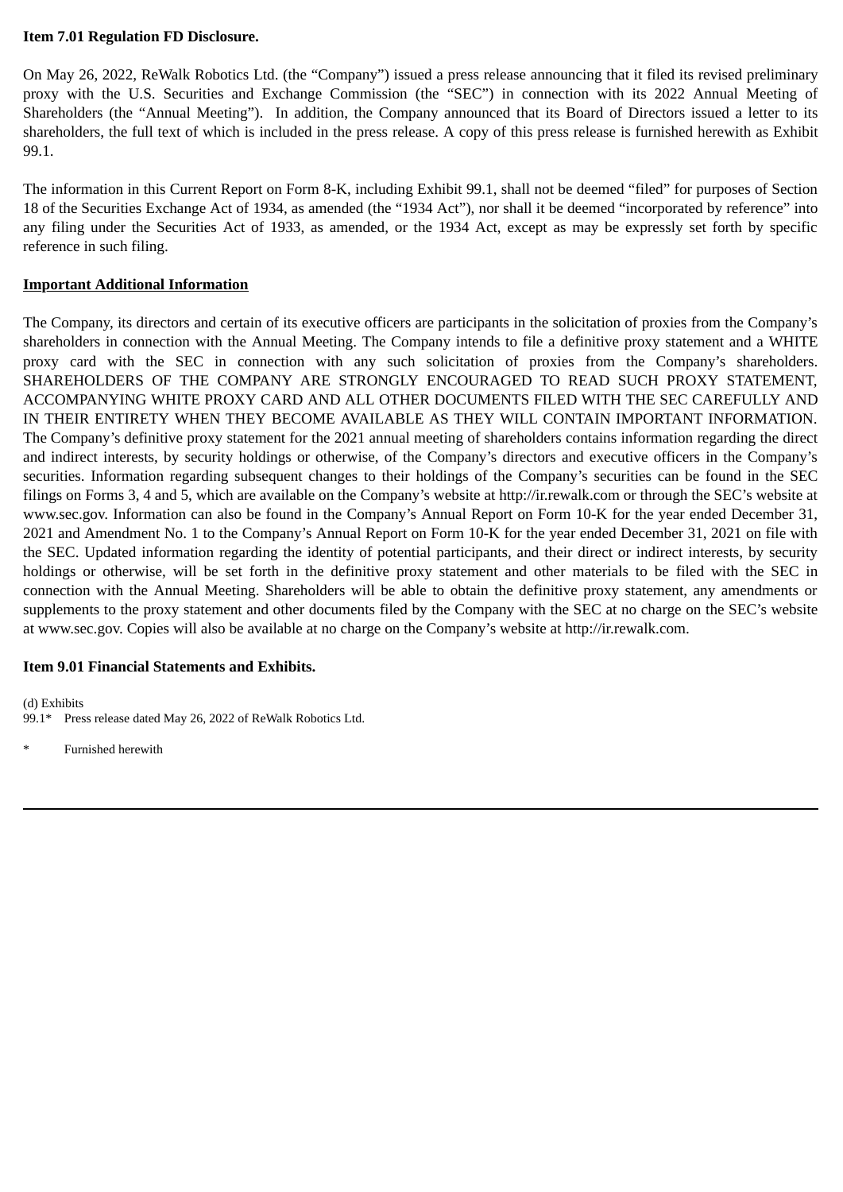**Item 7.01 Regulation FD Disclosure.**

On May 26, 2022, ReWalk Robotics Ltd. (the "Company") issued a press release announcing that it filed its revised preliminary proxy with the U.S. Securities and Exchange Commission (the "SEC") in connection with its 2022 Annual Meeting of Shareholders (the "Annual Meeting"). In addition, the Company announced that its Board of Directors issued a letter to its shareholders, the full text of which is included in the press release. A copy of this press release is furnished herewith as Exhibit 99.1.

The information in this Current Report on Form 8-K, including Exhibit 99.1, shall not be deemed "filed" for purposes of Section 18 of the Securities Exchange Act of 1934, as amended (the "1934 Act"), nor shall it be deemed "incorporated by reference" into any filing under the Securities Act of 1933, as amended, or the 1934 Act, except as may be expressly set forth by specific reference in such filing.

**Important Additional Information**

The Company, its directors and certain of its executive officers are participants in the solicitation of proxies from the Company's shareholders in connection with the Annual Meeting. The Company intends to file a definitive proxy statement and a WHITE proxy card with the SEC in connection with any such solicitation of proxies from the Company's shareholders. SHAREHOLDERS OF THE COMPANY ARE STRONGLY ENCOURAGED TO READ SUCH PROXY STATEMENT, ACCOMPANYING WHITE PROXY CARD AND ALL OTHER DOCUMENTS FILED WITH THE SEC CAREFULLY AND IN THEIR ENTIRETY WHEN THEY BECOME AVAILABLE AS THEY WILL CONTAIN IMPORTANT INFORMATION. The Company's definitive proxy statement for the 2021 annual meeting of shareholders contains information regarding the direct and indirect interests, by security holdings or otherwise, of the Company's directors and executive officers in the Company's securities. Information regarding subsequent changes to their holdings of the Company's securities can be found in the SEC filings on Forms 3, 4 and 5, which are available on the Company's website at http://ir.rewalk.com or through the SEC's website at www.sec.gov. Information can also be found in the Company's Annual Report on Form 10-K for the year ended December 31, 2021 and Amendment No. 1 to the Company's Annual Report on Form 10-K for the year ended December 31, 2021 on file with the SEC. Updated information regarding the identity of potential participants, and their direct or indirect interests, by security holdings or otherwise, will be set forth in the definitive proxy statement and other materials to be filed with the SEC in connection with the Annual Meeting. Shareholders will be able to obtain the definitive proxy statement, any amendments or supplements to the proxy statement and other documents filed by the Company with the SEC at no charge on the SEC's website at www.sec.gov. Copies will also be available at no charge on the Company's website at http://ir.rewalk.com.

**Item 9.01 Financial Statements and Exhibits.**

(d) Exhibits

99.1* Press release dated May 26, 2022 of ReWalk Robotics Ltd.

\* Furnished herewith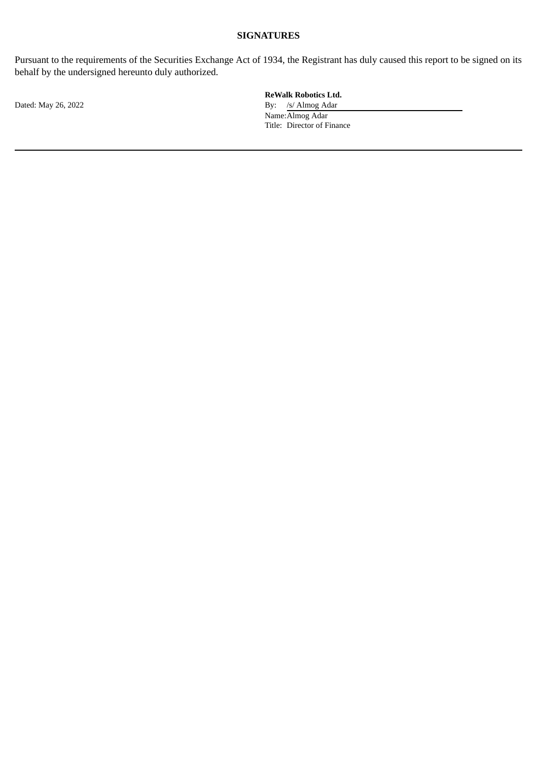**SIGNATURES**

Pursuant to the requirements of the Securities Exchange Act of 1934, the Registrant has duly caused this report to be signed on its behalf by the undersigned hereunto duly authorized.

Dated: May 26, 2022

**ReWalk Robotics Ltd.**

By: /s/ Almog Adar

Name: Almog Adar

Title: Director of Finance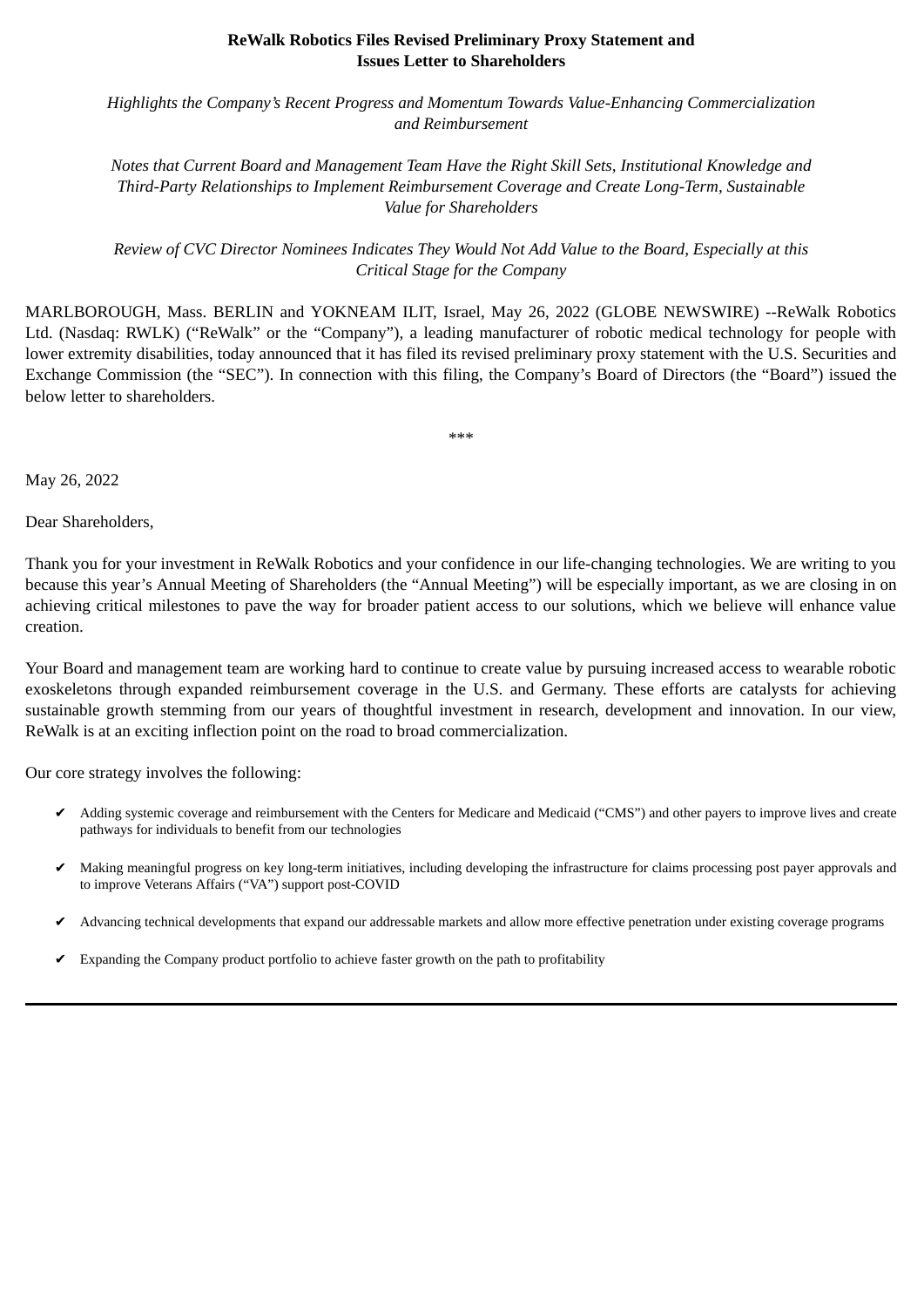**ReWalk Robotics Files Revised Preliminary Proxy Statement and Issues Letter to Shareholders**

*Highlights the Company's Recent Progress and Momentum Towards Value-Enhancing Commercialization and Reimbursement*

*Notes that Current Board and Management Team Have the Right Skill Sets, Institutional Knowledge and Third-Party Relationships to Implement Reimbursement Coverage and Create Long-Term, Sustainable Value for Shareholders*

*Review of CVC Director Nominees Indicates They Would Not Add Value to the Board, Especially at this Critical Stage for the Company*

MARLBOROUGH, Mass. BERLIN and YOKNEAM ILIT, Israel, May 26, 2022 (GLOBE NEWSWIRE) --ReWalk Robotics Ltd. (Nasdaq: RWLK) ("ReWalk" or the "Company"), a leading manufacturer of robotic medical technology for people with lower extremity disabilities, today announced that it has filed its revised preliminary proxy statement with the U.S. Securities and Exchange Commission (the "SEC"). In connection with this filing, the Company's Board of Directors (the "Board") issued the below letter to shareholders.

***

May 26, 2022

Dear Shareholders,

Thank you for your investment in ReWalk Robotics and your confidence in our life-changing technologies. We are writing to you because this year's Annual Meeting of Shareholders (the "Annual Meeting") will be especially important, as we are closing in on achieving critical milestones to pave the way for broader patient access to our solutions, which we believe will enhance value creation.

Your Board and management team are working hard to continue to create value by pursuing increased access to wearable robotic exoskeletons through expanded reimbursement coverage in the U.S. and Germany. These efforts are catalysts for achieving sustainable growth stemming from our years of thoughtful investment in research, development and innovation. In our view, ReWalk is at an exciting inflection point on the road to broad commercialization.

Our core strategy involves the following:

- ✔ Adding systemic coverage and reimbursement with the Centers for Medicare and Medicaid ("CMS") and other payers to improve lives and create pathways for individuals to benefit from our technologies
- ✔ Making meaningful progress on key long-term initiatives, including developing the infrastructure for claims processing post payer approvals and to improve Veterans Affairs ("VA") support post-COVID
- ✔ Advancing technical developments that expand our addressable markets and allow more effective penetration under existing coverage programs
- ✔ Expanding the Company product portfolio to achieve faster growth on the path to profitability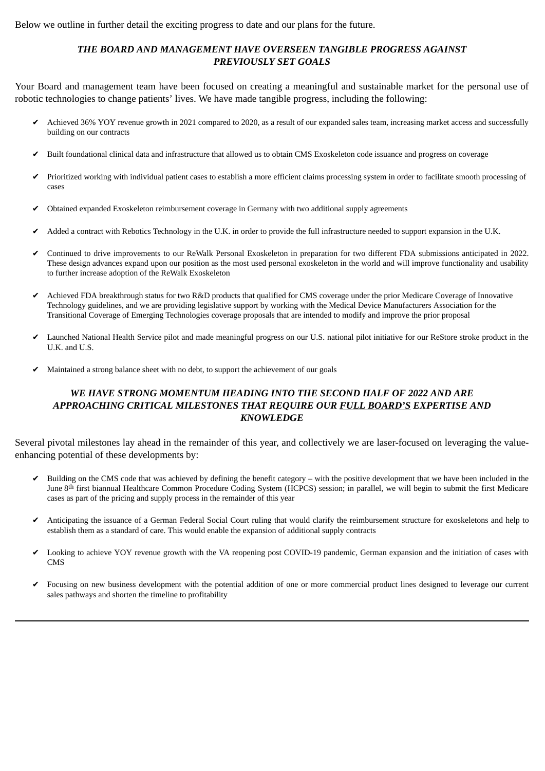Below we outline in further detail the exciting progress to date and our plans for the future.

### ***THE BOARD AND MANAGEMENT HAVE OVERSEEN TANGIBLE PROGRESS AGAINST PREVIOUSLY SET GOALS***

Your Board and management team have been focused on creating a meaningful and sustainable market for the personal use of robotic technologies to change patients' lives. We have made tangible progress, including the following:

- ✔ Achieved 36% YOY revenue growth in 2021 compared to 2020, as a result of our expanded sales team, increasing market access and successfully building on our contracts
- ✔ Built foundational clinical data and infrastructure that allowed us to obtain CMS Exoskeleton code issuance and progress on coverage
- ✔ Prioritized working with individual patient cases to establish a more efficient claims processing system in order to facilitate smooth processing of cases
- ✔ Obtained expanded Exoskeleton reimbursement coverage in Germany with two additional supply agreements
- ✔ Added a contract with Rebotics Technology in the U.K. in order to provide the full infrastructure needed to support expansion in the U.K.
- ✔ Continued to drive improvements to our ReWalk Personal Exoskeleton in preparation for two different FDA submissions anticipated in 2022. These design advances expand upon our position as the most used personal exoskeleton in the world and will improve functionality and usability to further increase adoption of the ReWalk Exoskeleton
- ✔ Achieved FDA breakthrough status for two R&D products that qualified for CMS coverage under the prior Medicare Coverage of Innovative Technology guidelines, and we are providing legislative support by working with the Medical Device Manufacturers Association for the Transitional Coverage of Emerging Technologies coverage proposals that are intended to modify and improve the prior proposal
- ✔ Launched National Health Service pilot and made meaningful progress on our U.S. national pilot initiative for our ReStore stroke product in the U.K. and U.S.
- ✔ Maintained a strong balance sheet with no debt, to support the achievement of our goals

### ***WE HAVE STRONG MOMENTUM HEADING INTO THE SECOND HALF OF 2022 AND ARE APPROACHING CRITICAL MILESTONES THAT REQUIRE OUR FULL BOARD'S EXPERTISE AND KNOWLEDGE***

Several pivotal milestones lay ahead in the remainder of this year, and collectively we are laser-focused on leveraging the value-enhancing potential of these developments by:

- ✔ Building on the CMS code that was achieved by defining the benefit category – with the positive development that we have been included in the June 8th first biannual Healthcare Common Procedure Coding System (HCPCS) session; in parallel, we will begin to submit the first Medicare cases as part of the pricing and supply process in the remainder of this year
- ✔ Anticipating the issuance of a German Federal Social Court ruling that would clarify the reimbursement structure for exoskeletons and help to establish them as a standard of care. This would enable the expansion of additional supply contracts
- ✔ Looking to achieve YOY revenue growth with the VA reopening post COVID-19 pandemic, German expansion and the initiation of cases with CMS
- ✔ Focusing on new business development with the potential addition of one or more commercial product lines designed to leverage our current sales pathways and shorten the timeline to profitability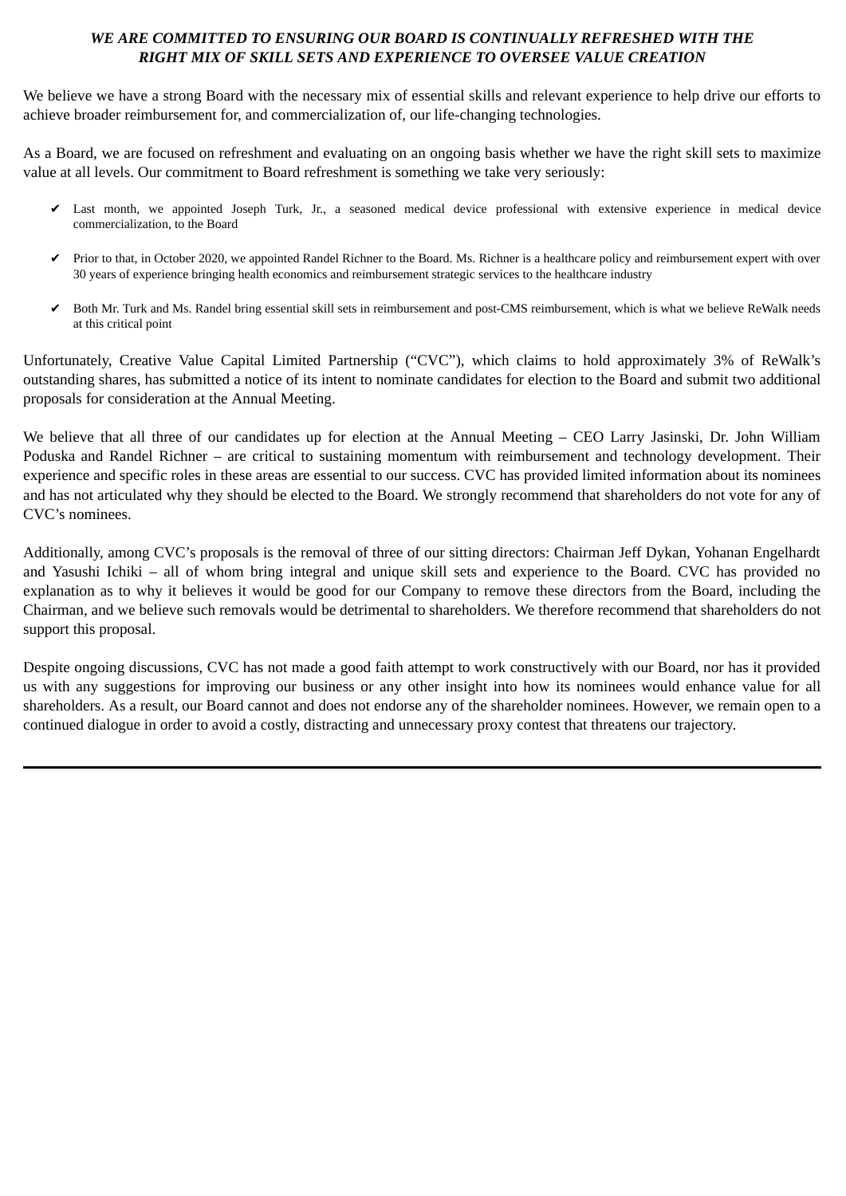***WE ARE COMMITTED TO ENSURING OUR BOARD IS CONTINUALLY REFRESHED WITH THE RIGHT MIX OF SKILL SETS AND EXPERIENCE TO OVERSEE VALUE CREATION***

We believe we have a strong Board with the necessary mix of essential skills and relevant experience to help drive our efforts to achieve broader reimbursement for, and commercialization of, our life-changing technologies.

As a Board, we are focused on refreshment and evaluating on an ongoing basis whether we have the right skill sets to maximize value at all levels. Our commitment to Board refreshment is something we take very seriously:

- ✔ Last month, we appointed Joseph Turk, Jr., a seasoned medical device professional with extensive experience in medical device commercialization, to the Board
- ✔ Prior to that, in October 2020, we appointed Randel Richner to the Board. Ms. Richner is a healthcare policy and reimbursement expert with over 30 years of experience bringing health economics and reimbursement strategic services to the healthcare industry
- ✔ Both Mr. Turk and Ms. Randel bring essential skill sets in reimbursement and post-CMS reimbursement, which is what we believe ReWalk needs at this critical point

Unfortunately, Creative Value Capital Limited Partnership ("CVC"), which claims to hold approximately 3% of ReWalk's outstanding shares, has submitted a notice of its intent to nominate candidates for election to the Board and submit two additional proposals for consideration at the Annual Meeting.

We believe that all three of our candidates up for election at the Annual Meeting – CEO Larry Jasinski, Dr. John William Poduska and Randel Richner – are critical to sustaining momentum with reimbursement and technology development. Their experience and specific roles in these areas are essential to our success. CVC has provided limited information about its nominees and has not articulated why they should be elected to the Board. We strongly recommend that shareholders do not vote for any of CVC's nominees.

Additionally, among CVC's proposals is the removal of three of our sitting directors: Chairman Jeff Dykan, Yohanan Engelhardt and Yasushi Ichiki – all of whom bring integral and unique skill sets and experience to the Board. CVC has provided no explanation as to why it believes it would be good for our Company to remove these directors from the Board, including the Chairman, and we believe such removals would be detrimental to shareholders. We therefore recommend that shareholders do not support this proposal.

Despite ongoing discussions, CVC has not made a good faith attempt to work constructively with our Board, nor has it provided us with any suggestions for improving our business or any other insight into how its nominees would enhance value for all shareholders. As a result, our Board cannot and does not endorse any of the shareholder nominees. However, we remain open to a continued dialogue in order to avoid a costly, distracting and unnecessary proxy contest that threatens our trajectory.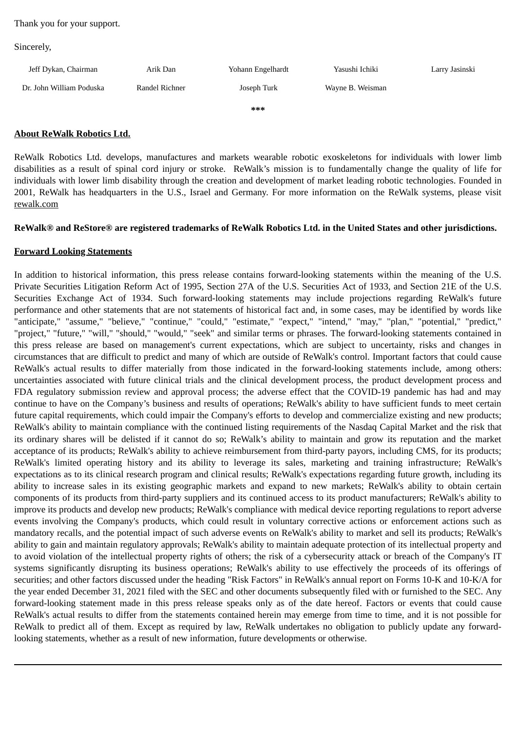Thank you for your support.

Sincerely,

| | | | | |
|---|---|---|---|---|
| Jeff Dykan, Chairman | Arik Dan | Yohann Engelhardt | Yasushi Ichiki | Larry Jasinski |
| Dr. John William Poduska | Randel Richner | Joseph Turk | Wayne B. Weisman | |

***

**About ReWalk Robotics Ltd.**

ReWalk Robotics Ltd. develops, manufactures and markets wearable robotic exoskeletons for individuals with lower limb disabilities as a result of spinal cord injury or stroke. ReWalk's mission is to fundamentally change the quality of life for individuals with lower limb disability through the creation and development of market leading robotic technologies. Founded in 2001, ReWalk has headquarters in the U.S., Israel and Germany. For more information on the ReWalk systems, please visit rewalk.com

**ReWalk® and ReStore® are registered trademarks of ReWalk Robotics Ltd. in the United States and other jurisdictions.**

**Forward Looking Statements**

In addition to historical information, this press release contains forward-looking statements within the meaning of the U.S. Private Securities Litigation Reform Act of 1995, Section 27A of the U.S. Securities Act of 1933, and Section 21E of the U.S. Securities Exchange Act of 1934. Such forward-looking statements may include projections regarding ReWalk's future performance and other statements that are not statements of historical fact and, in some cases, may be identified by words like "anticipate," "assume," "believe," "continue," "could," "estimate," "expect," "intend," "may," "plan," "potential," "predict," "project," "future," "will," "should," "would," "seek" and similar terms or phrases. The forward-looking statements contained in this press release are based on management's current expectations, which are subject to uncertainty, risks and changes in circumstances that are difficult to predict and many of which are outside of ReWalk's control. Important factors that could cause ReWalk's actual results to differ materially from those indicated in the forward-looking statements include, among others: uncertainties associated with future clinical trials and the clinical development process, the product development process and FDA regulatory submission review and approval process; the adverse effect that the COVID-19 pandemic has had and may continue to have on the Company's business and results of operations; ReWalk's ability to have sufficient funds to meet certain future capital requirements, which could impair the Company's efforts to develop and commercialize existing and new products; ReWalk's ability to maintain compliance with the continued listing requirements of the Nasdaq Capital Market and the risk that its ordinary shares will be delisted if it cannot do so; ReWalk's ability to maintain and grow its reputation and the market acceptance of its products; ReWalk's ability to achieve reimbursement from third-party payors, including CMS, for its products; ReWalk's limited operating history and its ability to leverage its sales, marketing and training infrastructure; ReWalk's expectations as to its clinical research program and clinical results; ReWalk's expectations regarding future growth, including its ability to increase sales in its existing geographic markets and expand to new markets; ReWalk's ability to obtain certain components of its products from third-party suppliers and its continued access to its product manufacturers; ReWalk's ability to improve its products and develop new products; ReWalk's compliance with medical device reporting regulations to report adverse events involving the Company's products, which could result in voluntary corrective actions or enforcement actions such as mandatory recalls, and the potential impact of such adverse events on ReWalk's ability to market and sell its products; ReWalk's ability to gain and maintain regulatory approvals; ReWalk's ability to maintain adequate protection of its intellectual property and to avoid violation of the intellectual property rights of others; the risk of a cybersecurity attack or breach of the Company's IT systems significantly disrupting its business operations; ReWalk's ability to use effectively the proceeds of its offerings of securities; and other factors discussed under the heading "Risk Factors" in ReWalk's annual report on Forms 10-K and 10-K/A for the year ended December 31, 2021 filed with the SEC and other documents subsequently filed with or furnished to the SEC. Any forward-looking statement made in this press release speaks only as of the date hereof. Factors or events that could cause ReWalk's actual results to differ from the statements contained herein may emerge from time to time, and it is not possible for ReWalk to predict all of them. Except as required by law, ReWalk undertakes no obligation to publicly update any forward-looking statements, whether as a result of new information, future developments or otherwise.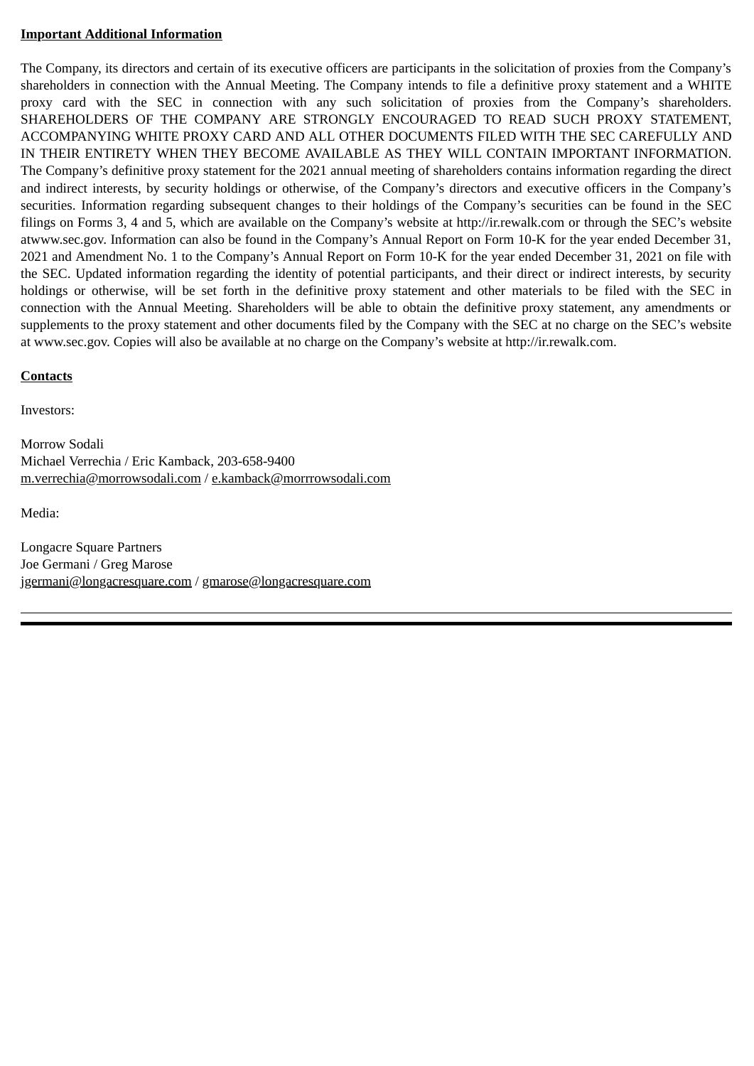**Important Additional Information**

The Company, its directors and certain of its executive officers are participants in the solicitation of proxies from the Company's shareholders in connection with the Annual Meeting. The Company intends to file a definitive proxy statement and a WHITE proxy card with the SEC in connection with any such solicitation of proxies from the Company's shareholders. SHAREHOLDERS OF THE COMPANY ARE STRONGLY ENCOURAGED TO READ SUCH PROXY STATEMENT, ACCOMPANYING WHITE PROXY CARD AND ALL OTHER DOCUMENTS FILED WITH THE SEC CAREFULLY AND IN THEIR ENTIRETY WHEN THEY BECOME AVAILABLE AS THEY WILL CONTAIN IMPORTANT INFORMATION. The Company's definitive proxy statement for the 2021 annual meeting of shareholders contains information regarding the direct and indirect interests, by security holdings or otherwise, of the Company's directors and executive officers in the Company's securities. Information regarding subsequent changes to their holdings of the Company's securities can be found in the SEC filings on Forms 3, 4 and 5, which are available on the Company's website at http://ir.rewalk.com or through the SEC's website atwww.sec.gov. Information can also be found in the Company's Annual Report on Form 10-K for the year ended December 31, 2021 and Amendment No. 1 to the Company's Annual Report on Form 10-K for the year ended December 31, 2021 on file with the SEC. Updated information regarding the identity of potential participants, and their direct or indirect interests, by security holdings or otherwise, will be set forth in the definitive proxy statement and other materials to be filed with the SEC in connection with the Annual Meeting. Shareholders will be able to obtain the definitive proxy statement, any amendments or supplements to the proxy statement and other documents filed by the Company with the SEC at no charge on the SEC's website at www.sec.gov. Copies will also be available at no charge on the Company's website at http://ir.rewalk.com.

**Contacts**

Investors:

Morrow Sodali
Michael Verrechia / Eric Kamback, 203-658-9400
m.verrechia@morrowsodali.com / e.kamback@morrrowsodali.com

Media:

Longacre Square Partners
Joe Germani / Greg Marose
jgermani@longacresquare.com / gmarose@longacresquare.com